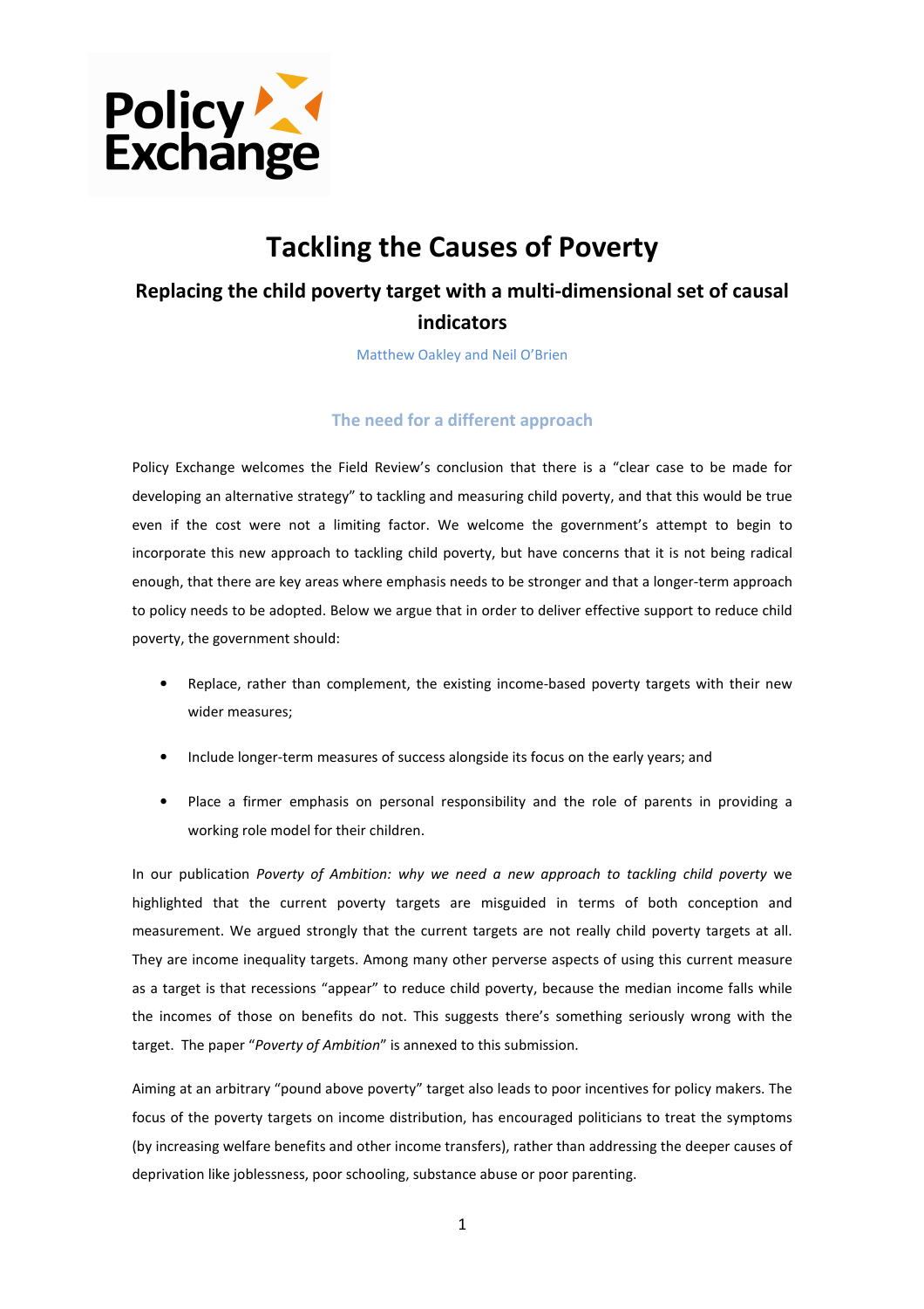Policy Exchange

# Tackling the Causes of Poverty

## Replacing the child poverty target with a multi-dimensional set of causal indicators

Matthew Oakley and Neil O'Brien

### The need for a different approach

Policy Exchange welcomes the Field Review's conclusion that there is a "clear case to be made for developing an alternative strategy" to tackling and measuring child poverty, and that this would be true even if the cost were not a limiting factor. We welcome the government's attempt to begin to incorporate this new approach to tackling child poverty, but have concerns that it is not being radical enough, that there are key areas where emphasis needs to be stronger and that a longer-term approach to policy needs to be adopted. Below we argue that in order to deliver effective support to reduce child poverty, the government should:

- Replace, rather than complement, the existing income-based poverty targets with their new wider measures;
- Include longer-term measures of success alongside its focus on the early years; and
- Place a firmer emphasis on personal responsibility and the role of parents in providing a working role model for their children.

In our publication *Poverty of Ambition: why we need a new approach to tackling child poverty* we highlighted that the current poverty targets are misguided in terms of both conception and measurement. We argued strongly that the current targets are not really child poverty targets at all. They are income inequality targets. Among many other perverse aspects of using this current measure as a target is that recessions "appear" to reduce child poverty, because the median income falls while the incomes of those on benefits do not. This suggests there's something seriously wrong with the target. The paper "*Poverty of Ambition*" is annexed to this submission.

Aiming at an arbitrary "pound above poverty" target also leads to poor incentives for policy makers. The focus of the poverty targets on income distribution, has encouraged politicians to treat the symptoms (by increasing welfare benefits and other income transfers), rather than addressing the deeper causes of deprivation like joblessness, poor schooling, substance abuse or poor parenting.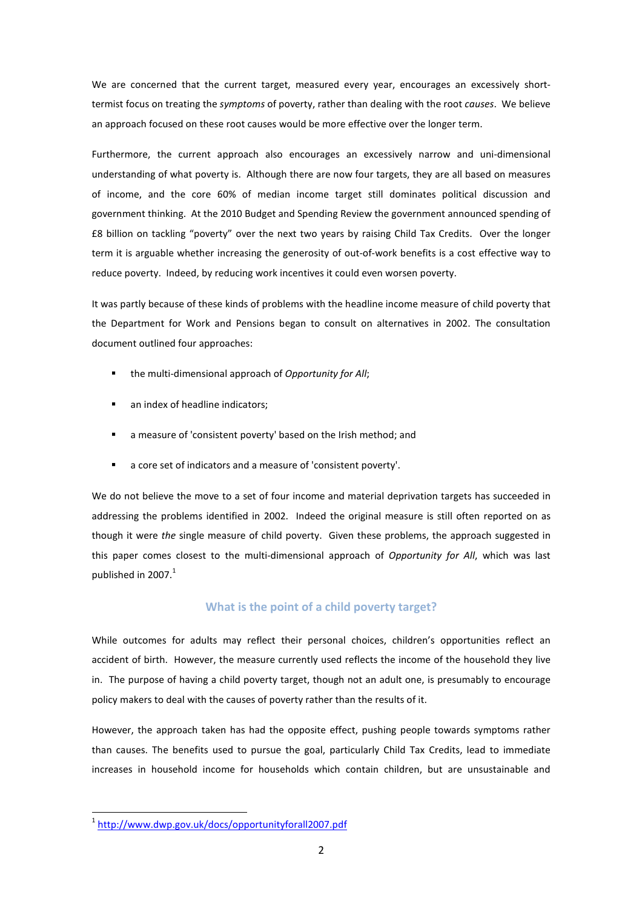We are concerned that the current target, measured every year, encourages an excessively short-termist focus on treating the *symptoms* of poverty, rather than dealing with the root *causes*. We believe an approach focused on these root causes would be more effective over the longer term.

Furthermore, the current approach also encourages an excessively narrow and uni-dimensional understanding of what poverty is. Although there are now four targets, they are all based on measures of income, and the core 60% of median income target still dominates political discussion and government thinking. At the 2010 Budget and Spending Review the government announced spending of £8 billion on tackling "poverty" over the next two years by raising Child Tax Credits. Over the longer term it is arguable whether increasing the generosity of out-of-work benefits is a cost effective way to reduce poverty. Indeed, by reducing work incentives it could even worsen poverty.

It was partly because of these kinds of problems with the headline income measure of child poverty that the Department for Work and Pensions began to consult on alternatives in 2002. The consultation document outlined four approaches:

- the multi-dimensional approach of *Opportunity for All*;
- an index of headline indicators;
- a measure of 'consistent poverty' based on the Irish method; and
- a core set of indicators and a measure of 'consistent poverty'.

We do not believe the move to a set of four income and material deprivation targets has succeeded in addressing the problems identified in 2002. Indeed the original measure is still often reported on as though it were *the* single measure of child poverty. Given these problems, the approach suggested in this paper comes closest to the multi-dimensional approach of *Opportunity for All*, which was last published in 2007.[1]

## What is the point of a child poverty target?

While outcomes for adults may reflect their personal choices, children's opportunities reflect an accident of birth. However, the measure currently used reflects the income of the household they live in. The purpose of having a child poverty target, though not an adult one, is presumably to encourage policy makers to deal with the causes of poverty rather than the results of it.

However, the approach taken has had the opposite effect, pushing people towards symptoms rather than causes. The benefits used to pursue the goal, particularly Child Tax Credits, lead to immediate increases in household income for households which contain children, but are unsustainable and

[1] http://www.dwp.gov.uk/docs/opportunityforall2007.pdf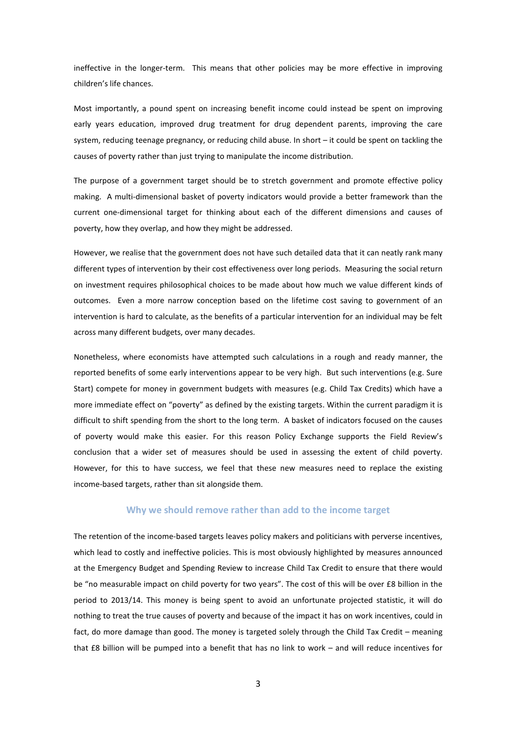ineffective in the longer-term. This means that other policies may be more effective in improving children's life chances.

Most importantly, a pound spent on increasing benefit income could instead be spent on improving early years education, improved drug treatment for drug dependent parents, improving the care system, reducing teenage pregnancy, or reducing child abuse. In short – it could be spent on tackling the causes of poverty rather than just trying to manipulate the income distribution.

The purpose of a government target should be to stretch government and promote effective policy making. A multi-dimensional basket of poverty indicators would provide a better framework than the current one-dimensional target for thinking about each of the different dimensions and causes of poverty, how they overlap, and how they might be addressed.

However, we realise that the government does not have such detailed data that it can neatly rank many different types of intervention by their cost effectiveness over long periods. Measuring the social return on investment requires philosophical choices to be made about how much we value different kinds of outcomes. Even a more narrow conception based on the lifetime cost saving to government of an intervention is hard to calculate, as the benefits of a particular intervention for an individual may be felt across many different budgets, over many decades.

Nonetheless, where economists have attempted such calculations in a rough and ready manner, the reported benefits of some early interventions appear to be very high. But such interventions (e.g. Sure Start) compete for money in government budgets with measures (e.g. Child Tax Credits) which have a more immediate effect on "poverty" as defined by the existing targets. Within the current paradigm it is difficult to shift spending from the short to the long term. A basket of indicators focused on the causes of poverty would make this easier. For this reason Policy Exchange supports the Field Review's conclusion that a wider set of measures should be used in assessing the extent of child poverty. However, for this to have success, we feel that these new measures need to replace the existing income-based targets, rather than sit alongside them.

## Why we should remove rather than add to the income target

The retention of the income-based targets leaves policy makers and politicians with perverse incentives, which lead to costly and ineffective policies. This is most obviously highlighted by measures announced at the Emergency Budget and Spending Review to increase Child Tax Credit to ensure that there would be "no measurable impact on child poverty for two years". The cost of this will be over £8 billion in the period to 2013/14. This money is being spent to avoid an unfortunate projected statistic, it will do nothing to treat the true causes of poverty and because of the impact it has on work incentives, could in fact, do more damage than good. The money is targeted solely through the Child Tax Credit – meaning that £8 billion will be pumped into a benefit that has no link to work – and will reduce incentives for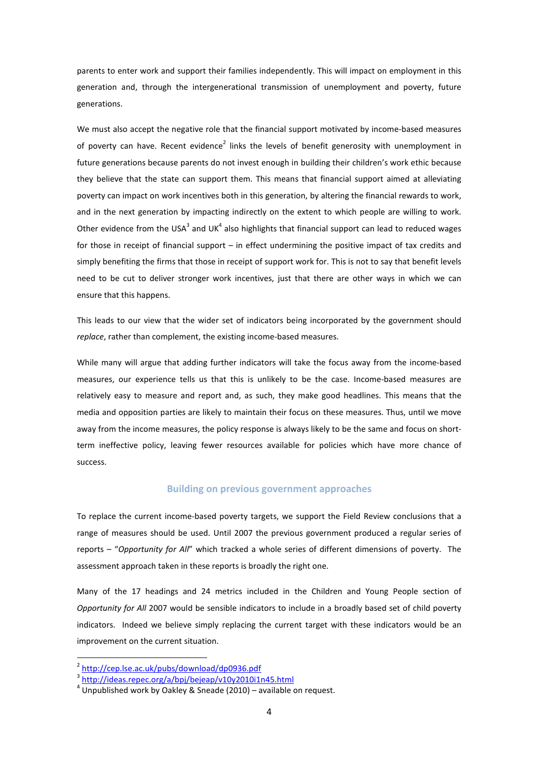parents to enter work and support their families independently. This will impact on employment in this generation and, through the intergenerational transmission of unemployment and poverty, future generations.

We must also accept the negative role that the financial support motivated by income-based measures of poverty can have. Recent evidence[2] links the levels of benefit generosity with unemployment in future generations because parents do not invest enough in building their children's work ethic because they believe that the state can support them. This means that financial support aimed at alleviating poverty can impact on work incentives both in this generation, by altering the financial rewards to work, and in the next generation by impacting indirectly on the extent to which people are willing to work. Other evidence from the USA[3] and UK[4] also highlights that financial support can lead to reduced wages for those in receipt of financial support – in effect undermining the positive impact of tax credits and simply benefiting the firms that those in receipt of support work for. This is not to say that benefit levels need to be cut to deliver stronger work incentives, just that there are other ways in which we can ensure that this happens.

This leads to our view that the wider set of indicators being incorporated by the government should *replace*, rather than complement, the existing income-based measures.

While many will argue that adding further indicators will take the focus away from the income-based measures, our experience tells us that this is unlikely to be the case. Income-based measures are relatively easy to measure and report and, as such, they make good headlines. This means that the media and opposition parties are likely to maintain their focus on these measures. Thus, until we move away from the income measures, the policy response is always likely to be the same and focus on short-term ineffective policy, leaving fewer resources available for policies which have more chance of success.

## Building on previous government approaches

To replace the current income-based poverty targets, we support the Field Review conclusions that a range of measures should be used. Until 2007 the previous government produced a regular series of reports – "*Opportunity for All*" which tracked a whole series of different dimensions of poverty. The assessment approach taken in these reports is broadly the right one.

Many of the 17 headings and 24 metrics included in the Children and Young People section of *Opportunity for All* 2007 would be sensible indicators to include in a broadly based set of child poverty indicators. Indeed we believe simply replacing the current target with these indicators would be an improvement on the current situation.

---

[2] http://cep.lse.ac.uk/pubs/download/dp0936.pdf
[3] http://ideas.repec.org/a/bpj/bejeap/v10y2010i1n45.html
[4] Unpublished work by Oakley & Sneade (2010) – available on request.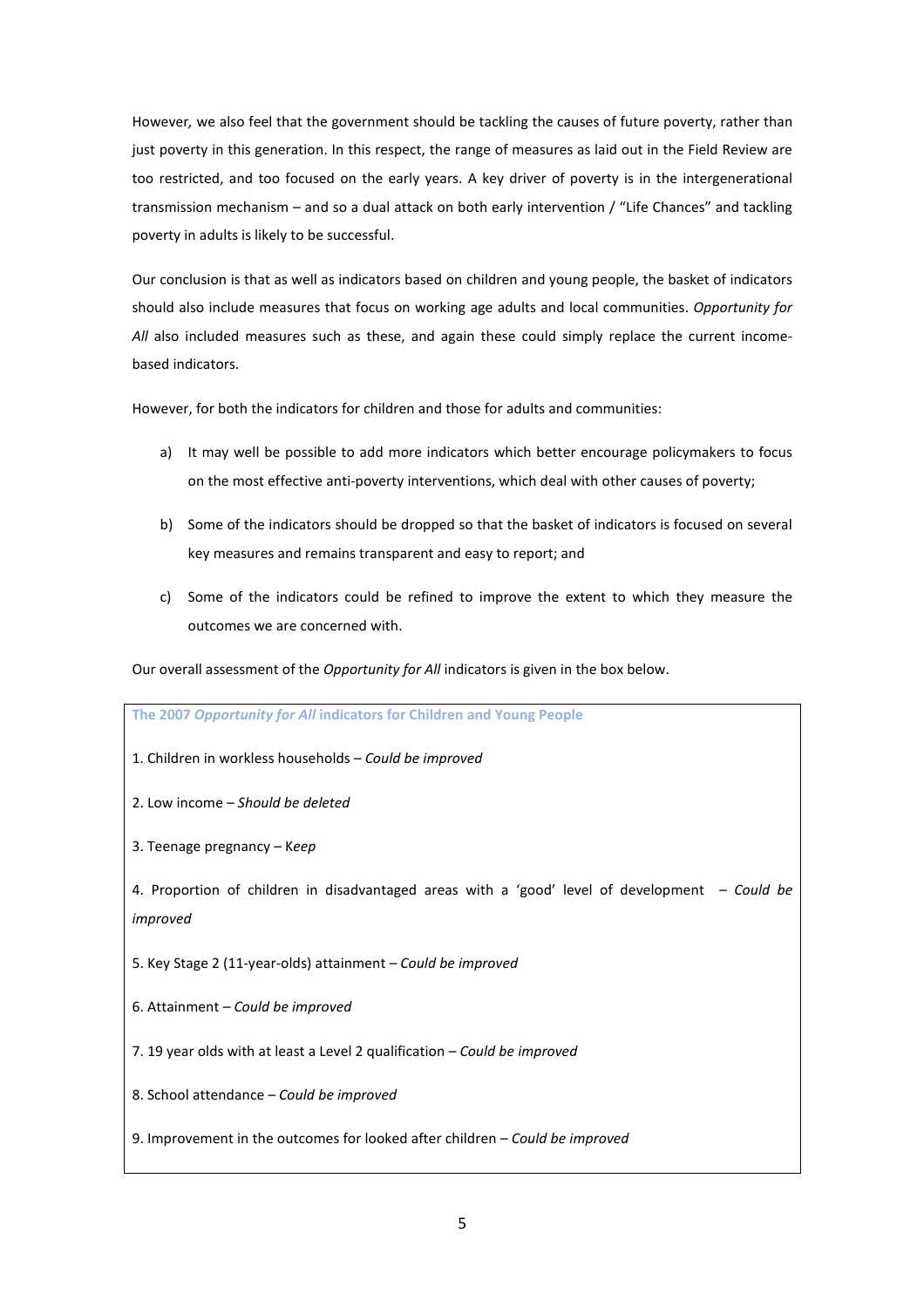However*,* we also feel that the government should be tackling the causes of future poverty, rather than just poverty in this generation. In this respect, the range of measures as laid out in the Field Review are too restricted, and too focused on the early years. A key driver of poverty is in the intergenerational transmission mechanism – and so a dual attack on both early intervention / "Life Chances" and tackling poverty in adults is likely to be successful.

Our conclusion is that as well as indicators based on children and young people, the basket of indicators should also include measures that focus on working age adults and local communities. *Opportunity for All* also included measures such as these, and again these could simply replace the current income-based indicators.

However, for both the indicators for children and those for adults and communities:

a) It may well be possible to add more indicators which better encourage policymakers to focus on the most effective anti-poverty interventions, which deal with other causes of poverty;

b) Some of the indicators should be dropped so that the basket of indicators is focused on several key measures and remains transparent and easy to report; and

c) Some of the indicators could be refined to improve the extent to which they measure the outcomes we are concerned with.

Our overall assessment of the *Opportunity for All* indicators is given in the box below.

**The 2007 *Opportunity for All* indicators for Children and Young People**

1. Children in workless households – *Could be improved*

2. Low income – *Should be deleted*

3. Teenage pregnancy – K*eep*

4. Proportion of children in disadvantaged areas with a 'good' level of development – *Could be improved*

5. Key Stage 2 (11-year-olds) attainment – *Could be improved*

6. Attainment – *Could be improved*

7. 19 year olds with at least a Level 2 qualification – *Could be improved*

8. School attendance – *Could be improved*

9. Improvement in the outcomes for looked after children – *Could be improved*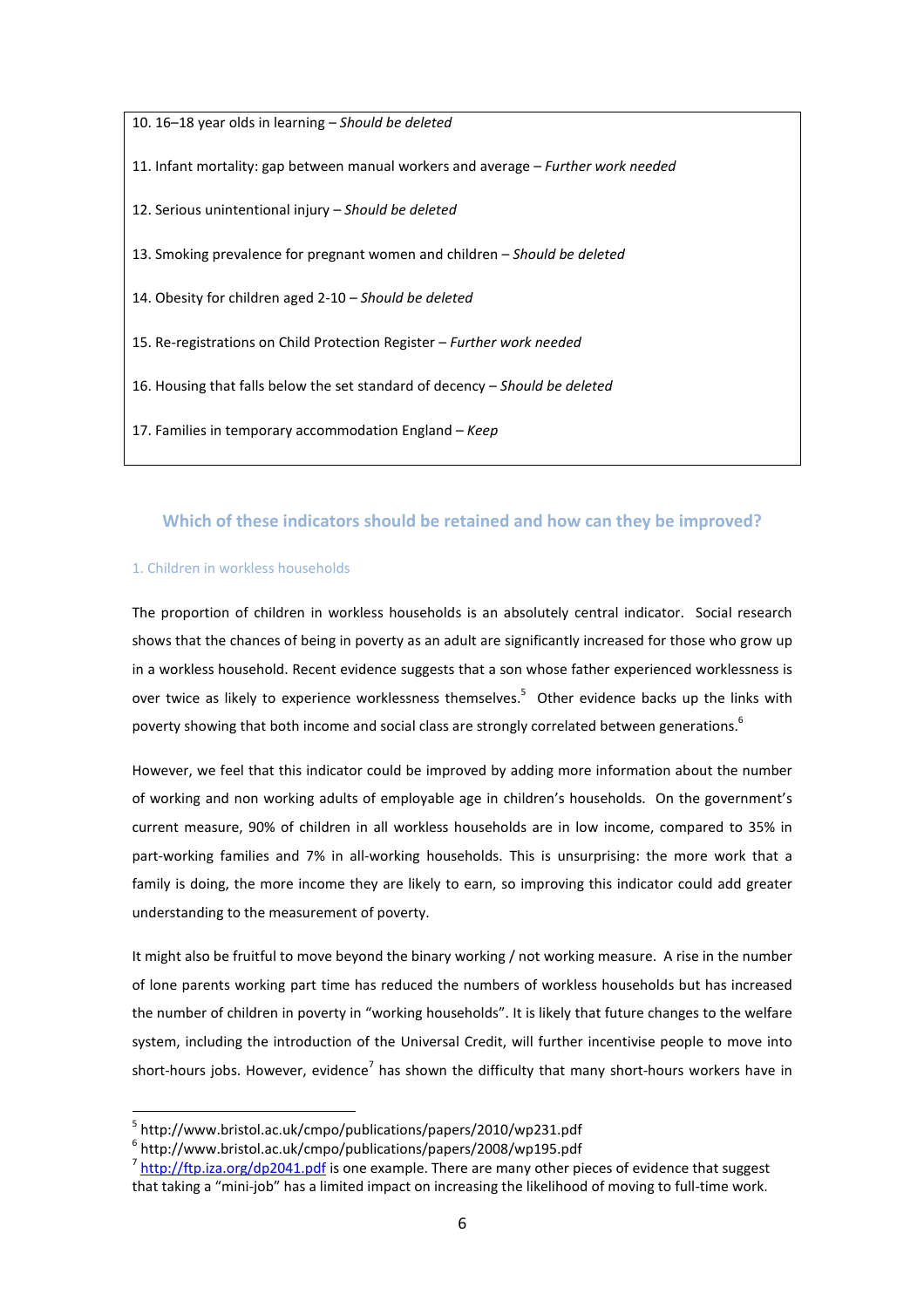10. 16–18 year olds in learning – *Should be deleted*

11. Infant mortality: gap between manual workers and average – *Further work needed*

12. Serious unintentional injury – *Should be deleted*

13. Smoking prevalence for pregnant women and children – *Should be deleted*

14. Obesity for children aged 2-10 – *Should be deleted*

15. Re-registrations on Child Protection Register – *Further work needed*

16. Housing that falls below the set standard of decency – *Should be deleted*

17. Families in temporary accommodation England – *Keep*

## Which of these indicators should be retained and how can they be improved?

### 1. Children in workless households

The proportion of children in workless households is an absolutely central indicator. Social research shows that the chances of being in poverty as an adult are significantly increased for those who grow up in a workless household. Recent evidence suggests that a son whose father experienced worklessness is over twice as likely to experience worklessness themselves.[5] Other evidence backs up the links with poverty showing that both income and social class are strongly correlated between generations.[6]

However, we feel that this indicator could be improved by adding more information about the number of working and non working adults of employable age in children's households. On the government's current measure, 90% of children in all workless households are in low income, compared to 35% in part-working families and 7% in all-working households. This is unsurprising: the more work that a family is doing, the more income they are likely to earn, so improving this indicator could add greater understanding to the measurement of poverty.

It might also be fruitful to move beyond the binary working / not working measure. A rise in the number of lone parents working part time has reduced the numbers of workless households but has increased the number of children in poverty in "working households". It is likely that future changes to the welfare system, including the introduction of the Universal Credit, will further incentivise people to move into short-hours jobs. However, evidence[7] has shown the difficulty that many short-hours workers have in

---

[5] http://www.bristol.ac.uk/cmpo/publications/papers/2010/wp231.pdf

[6] http://www.bristol.ac.uk/cmpo/publications/papers/2008/wp195.pdf

[7] http://ftp.iza.org/dp2041.pdf is one example. There are many other pieces of evidence that suggest that taking a "mini-job" has a limited impact on increasing the likelihood of moving to full-time work.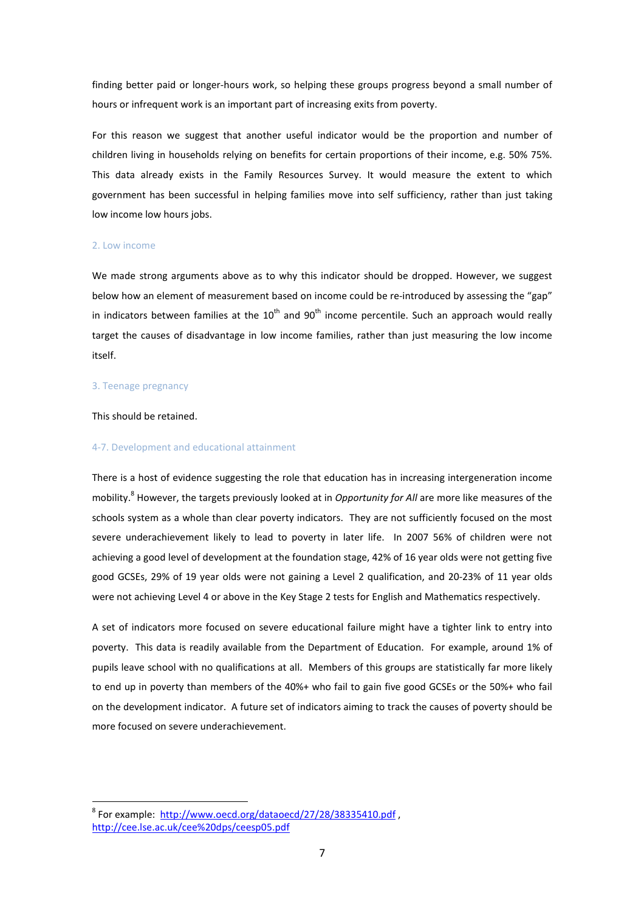finding better paid or longer-hours work, so helping these groups progress beyond a small number of hours or infrequent work is an important part of increasing exits from poverty.

For this reason we suggest that another useful indicator would be the proportion and number of children living in households relying on benefits for certain proportions of their income, e.g. 50% 75%. This data already exists in the Family Resources Survey. It would measure the extent to which government has been successful in helping families move into self sufficiency, rather than just taking low income low hours jobs.

### 2. Low income

We made strong arguments above as to why this indicator should be dropped. However, we suggest below how an element of measurement based on income could be re-introduced by assessing the "gap" in indicators between families at the 10th and 90th income percentile. Such an approach would really target the causes of disadvantage in low income families, rather than just measuring the low income itself.

### 3. Teenage pregnancy

This should be retained.

### 4-7. Development and educational attainment

There is a host of evidence suggesting the role that education has in increasing intergeneration income mobility.[8] However, the targets previously looked at in *Opportunity for All* are more like measures of the schools system as a whole than clear poverty indicators. They are not sufficiently focused on the most severe underachievement likely to lead to poverty in later life. In 2007 56% of children were not achieving a good level of development at the foundation stage, 42% of 16 year olds were not getting five good GCSEs, 29% of 19 year olds were not gaining a Level 2 qualification, and 20-23% of 11 year olds were not achieving Level 4 or above in the Key Stage 2 tests for English and Mathematics respectively.

A set of indicators more focused on severe educational failure might have a tighter link to entry into poverty. This data is readily available from the Department of Education. For example, around 1% of pupils leave school with no qualifications at all. Members of this groups are statistically far more likely to end up in poverty than members of the 40%+ who fail to gain five good GCSEs or the 50%+ who fail on the development indicator. A future set of indicators aiming to track the causes of poverty should be more focused on severe underachievement.

---

[8] For example: http://www.oecd.org/dataoecd/27/28/38335410.pdf , http://cee.lse.ac.uk/cee%20dps/ceesp05.pdf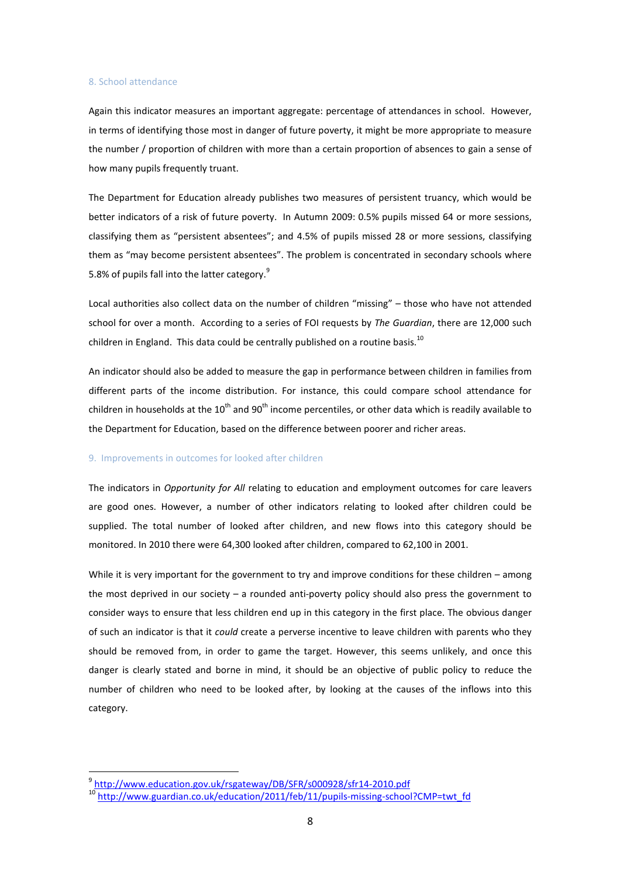### 8. School attendance

Again this indicator measures an important aggregate: percentage of attendances in school. However, in terms of identifying those most in danger of future poverty, it might be more appropriate to measure the number / proportion of children with more than a certain proportion of absences to gain a sense of how many pupils frequently truant.

The Department for Education already publishes two measures of persistent truancy, which would be better indicators of a risk of future poverty. In Autumn 2009: 0.5% pupils missed 64 or more sessions, classifying them as "persistent absentees"; and 4.5% of pupils missed 28 or more sessions, classifying them as "may become persistent absentees". The problem is concentrated in secondary schools where 5.8% of pupils fall into the latter category.[9]

Local authorities also collect data on the number of children "missing" – those who have not attended school for over a month. According to a series of FOI requests by *The Guardian*, there are 12,000 such children in England. This data could be centrally published on a routine basis.[10]

An indicator should also be added to measure the gap in performance between children in families from different parts of the income distribution. For instance, this could compare school attendance for children in households at the 10th and 90th income percentiles, or other data which is readily available to the Department for Education, based on the difference between poorer and richer areas.

### 9. Improvements in outcomes for looked after children

The indicators in *Opportunity for All* relating to education and employment outcomes for care leavers are good ones. However, a number of other indicators relating to looked after children could be supplied. The total number of looked after children, and new flows into this category should be monitored. In 2010 there were 64,300 looked after children, compared to 62,100 in 2001.

While it is very important for the government to try and improve conditions for these children – among the most deprived in our society – a rounded anti-poverty policy should also press the government to consider ways to ensure that less children end up in this category in the first place. The obvious danger of such an indicator is that it *could* create a perverse incentive to leave children with parents who they should be removed from, in order to game the target. However, this seems unlikely, and once this danger is clearly stated and borne in mind, it should be an objective of public policy to reduce the number of children who need to be looked after, by looking at the causes of the inflows into this category.

---

[9] http://www.education.gov.uk/rsgateway/DB/SFR/s000928/sfr14-2010.pdf

[10] http://www.guardian.co.uk/education/2011/feb/11/pupils-missing-school?CMP=twt_fd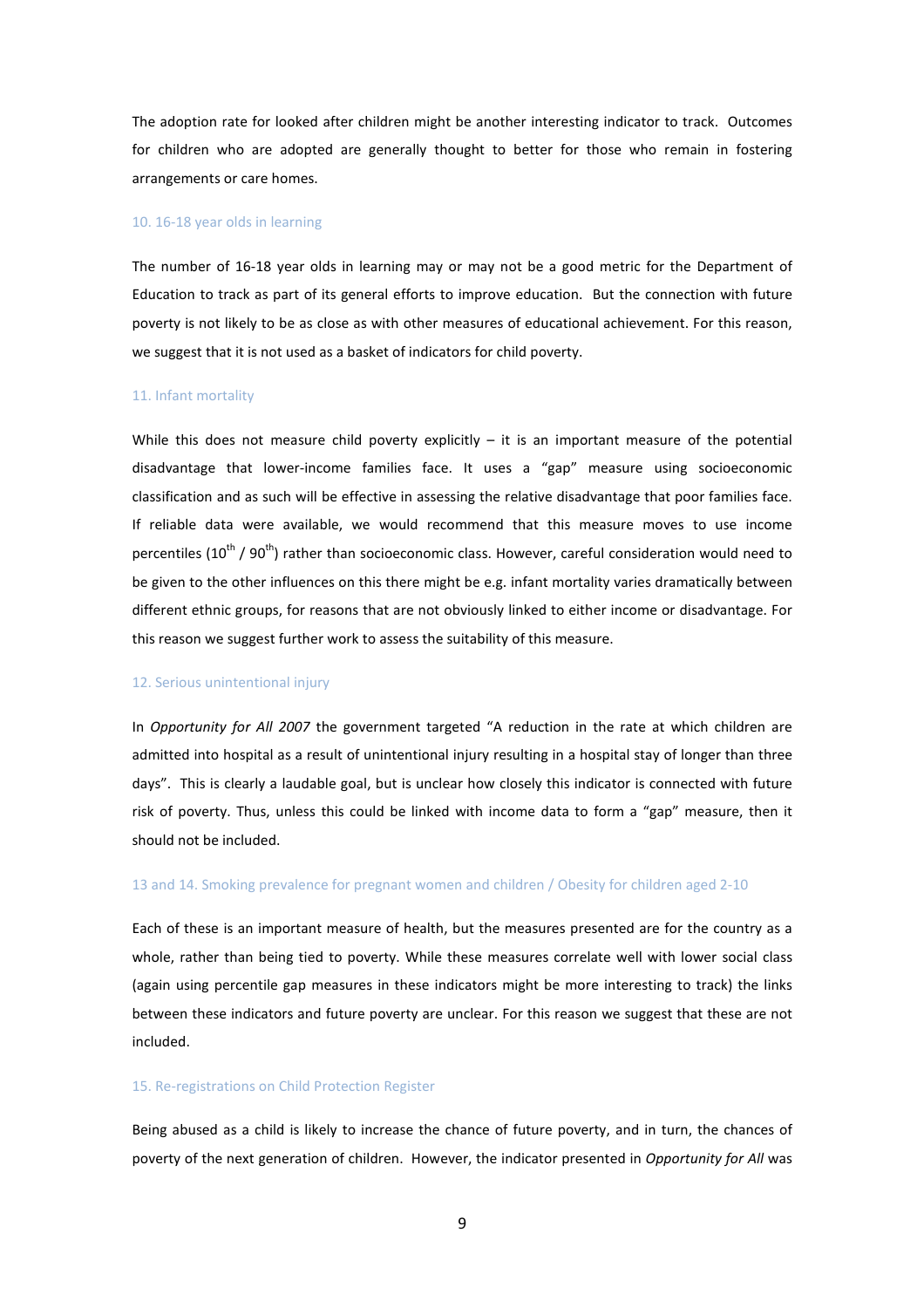The adoption rate for looked after children might be another interesting indicator to track. Outcomes for children who are adopted are generally thought to better for those who remain in fostering arrangements or care homes.

### 10. 16-18 year olds in learning

The number of 16-18 year olds in learning may or may not be a good metric for the Department of Education to track as part of its general efforts to improve education. But the connection with future poverty is not likely to be as close as with other measures of educational achievement. For this reason, we suggest that it is not used as a basket of indicators for child poverty.

### 11. Infant mortality

While this does not measure child poverty explicitly – it is an important measure of the potential disadvantage that lower-income families face. It uses a "gap" measure using socioeconomic classification and as such will be effective in assessing the relative disadvantage that poor families face. If reliable data were available, we would recommend that this measure moves to use income percentiles ($10^{th}$ / $90^{th}$) rather than socioeconomic class. However, careful consideration would need to be given to the other influences on this there might be e.g. infant mortality varies dramatically between different ethnic groups, for reasons that are not obviously linked to either income or disadvantage. For this reason we suggest further work to assess the suitability of this measure.

### 12. Serious unintentional injury

In *Opportunity for All 2007* the government targeted "A reduction in the rate at which children are admitted into hospital as a result of unintentional injury resulting in a hospital stay of longer than three days". This is clearly a laudable goal, but is unclear how closely this indicator is connected with future risk of poverty. Thus, unless this could be linked with income data to form a "gap" measure, then it should not be included.

### 13 and 14. Smoking prevalence for pregnant women and children / Obesity for children aged 2-10

Each of these is an important measure of health, but the measures presented are for the country as a whole, rather than being tied to poverty. While these measures correlate well with lower social class (again using percentile gap measures in these indicators might be more interesting to track) the links between these indicators and future poverty are unclear. For this reason we suggest that these are not included.

### 15. Re-registrations on Child Protection Register

Being abused as a child is likely to increase the chance of future poverty, and in turn, the chances of poverty of the next generation of children. However, the indicator presented in *Opportunity for All* was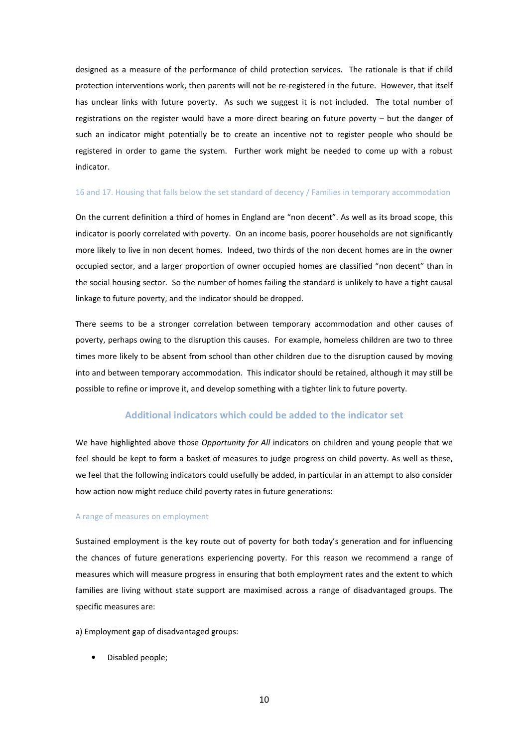designed as a measure of the performance of child protection services. The rationale is that if child protection interventions work, then parents will not be re-registered in the future. However, that itself has unclear links with future poverty. As such we suggest it is not included. The total number of registrations on the register would have a more direct bearing on future poverty – but the danger of such an indicator might potentially be to create an incentive not to register people who should be registered in order to game the system. Further work might be needed to come up with a robust indicator.

#### 16 and 17. Housing that falls below the set standard of decency / Families in temporary accommodation

On the current definition a third of homes in England are "non decent". As well as its broad scope, this indicator is poorly correlated with poverty. On an income basis, poorer households are not significantly more likely to live in non decent homes. Indeed, two thirds of the non decent homes are in the owner occupied sector, and a larger proportion of owner occupied homes are classified "non decent" than in the social housing sector. So the number of homes failing the standard is unlikely to have a tight causal linkage to future poverty, and the indicator should be dropped.

There seems to be a stronger correlation between temporary accommodation and other causes of poverty, perhaps owing to the disruption this causes. For example, homeless children are two to three times more likely to be absent from school than other children due to the disruption caused by moving into and between temporary accommodation. This indicator should be retained, although it may still be possible to refine or improve it, and develop something with a tighter link to future poverty.

### Additional indicators which could be added to the indicator set

We have highlighted above those *Opportunity for All* indicators on children and young people that we feel should be kept to form a basket of measures to judge progress on child poverty. As well as these, we feel that the following indicators could usefully be added, in particular in an attempt to also consider how action now might reduce child poverty rates in future generations:

#### A range of measures on employment

Sustained employment is the key route out of poverty for both today's generation and for influencing the chances of future generations experiencing poverty. For this reason we recommend a range of measures which will measure progress in ensuring that both employment rates and the extent to which families are living without state support are maximised across a range of disadvantaged groups. The specific measures are:

a) Employment gap of disadvantaged groups:

- Disabled people;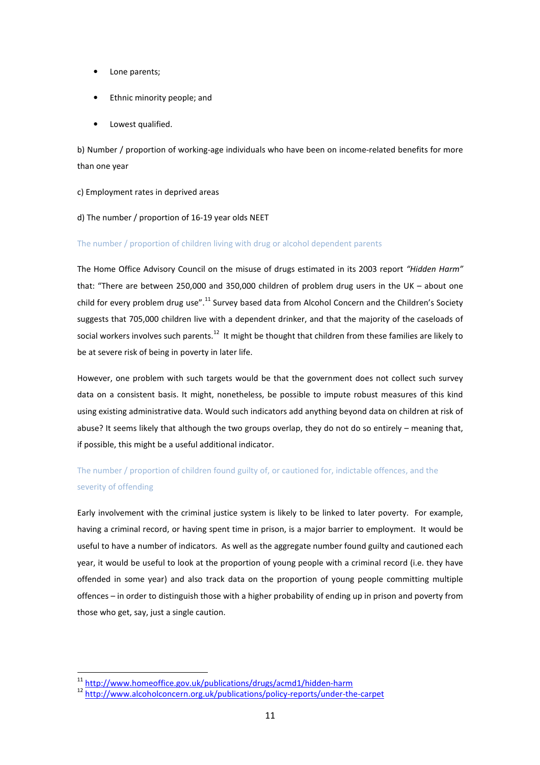- Lone parents;
- Ethnic minority people; and
- Lowest qualified.

b) Number / proportion of working-age individuals who have been on income-related benefits for more than one year

c) Employment rates in deprived areas

d) The number / proportion of 16-19 year olds NEET

### The number / proportion of children living with drug or alcohol dependent parents

The Home Office Advisory Council on the misuse of drugs estimated in its 2003 report *"Hidden Harm"* that: "There are between 250,000 and 350,000 children of problem drug users in the UK – about one child for every problem drug use".[11] Survey based data from Alcohol Concern and the Children's Society suggests that 705,000 children live with a dependent drinker, and that the majority of the caseloads of social workers involves such parents.[12] It might be thought that children from these families are likely to be at severe risk of being in poverty in later life.

However, one problem with such targets would be that the government does not collect such survey data on a consistent basis. It might, nonetheless, be possible to impute robust measures of this kind using existing administrative data. Would such indicators add anything beyond data on children at risk of abuse? It seems likely that although the two groups overlap, they do not do so entirely – meaning that, if possible, this might be a useful additional indicator.

### The number / proportion of children found guilty of, or cautioned for, indictable offences, and the severity of offending

Early involvement with the criminal justice system is likely to be linked to later poverty. For example, having a criminal record, or having spent time in prison, is a major barrier to employment. It would be useful to have a number of indicators. As well as the aggregate number found guilty and cautioned each year, it would be useful to look at the proportion of young people with a criminal record (i.e. they have offended in some year) and also track data on the proportion of young people committing multiple offences – in order to distinguish those with a higher probability of ending up in prison and poverty from those who get, say, just a single caution.

[11] http://www.homeoffice.gov.uk/publications/drugs/acmd1/hidden-harm

[12] http://www.alcoholconcern.org.uk/publications/policy-reports/under-the-carpet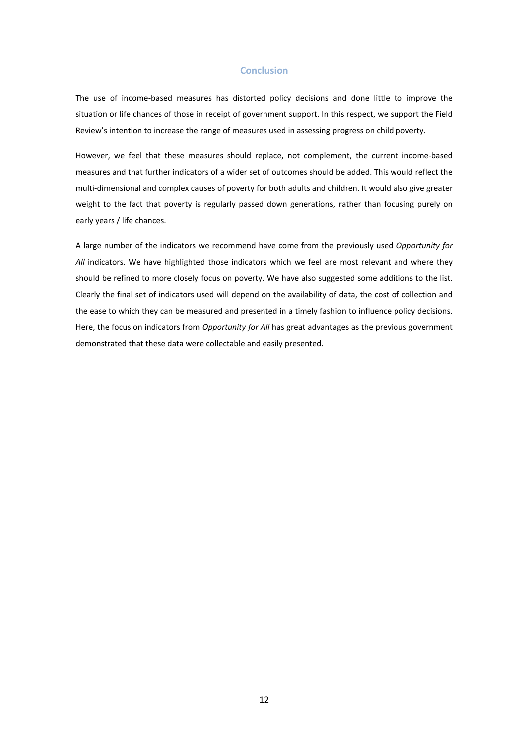## Conclusion

The use of income-based measures has distorted policy decisions and done little to improve the situation or life chances of those in receipt of government support. In this respect, we support the Field Review's intention to increase the range of measures used in assessing progress on child poverty.

However, we feel that these measures should replace, not complement, the current income-based measures and that further indicators of a wider set of outcomes should be added. This would reflect the multi-dimensional and complex causes of poverty for both adults and children. It would also give greater weight to the fact that poverty is regularly passed down generations, rather than focusing purely on early years / life chances.

A large number of the indicators we recommend have come from the previously used *Opportunity for All* indicators. We have highlighted those indicators which we feel are most relevant and where they should be refined to more closely focus on poverty. We have also suggested some additions to the list. Clearly the final set of indicators used will depend on the availability of data, the cost of collection and the ease to which they can be measured and presented in a timely fashion to influence policy decisions. Here, the focus on indicators from *Opportunity for All* has great advantages as the previous government demonstrated that these data were collectable and easily presented.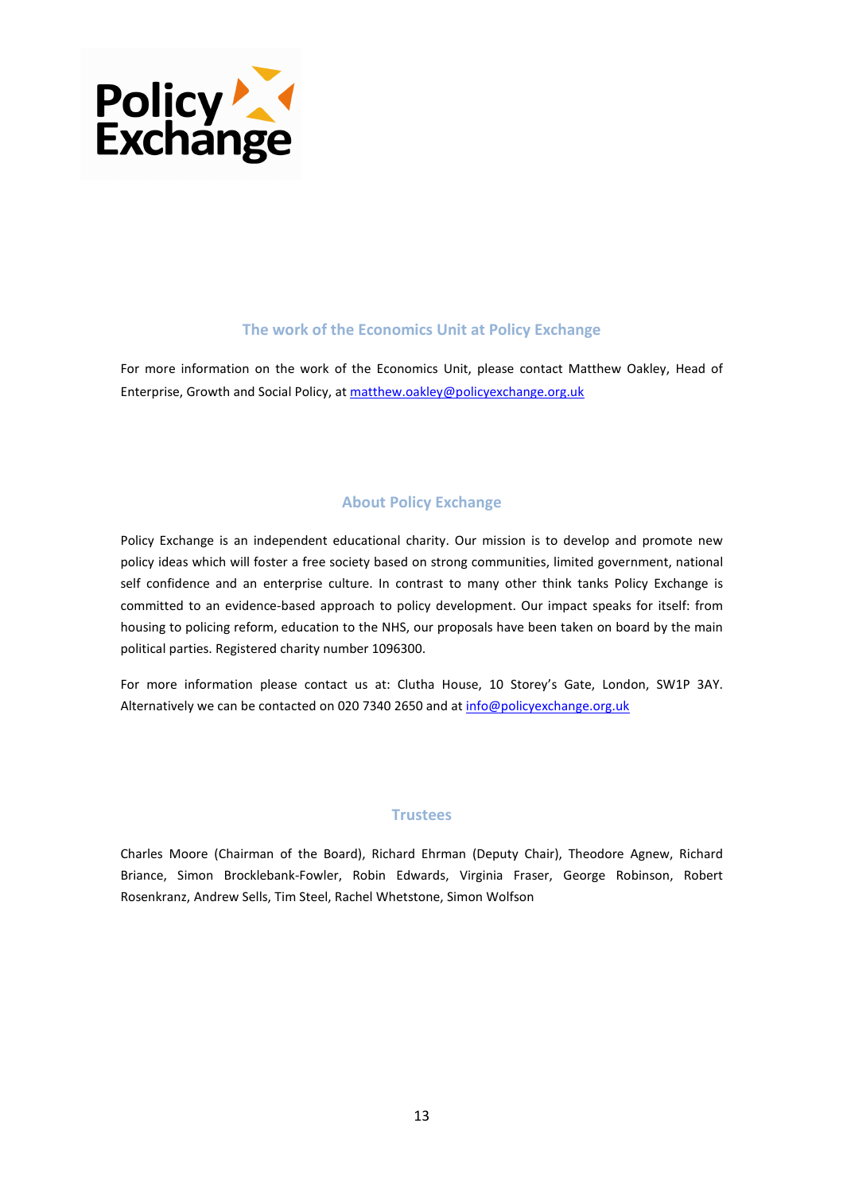Policy Exchange

## The work of the Economics Unit at Policy Exchange

For more information on the work of the Economics Unit, please contact Matthew Oakley, Head of Enterprise, Growth and Social Policy, at matthew.oakley@policyexchange.org.uk

## About Policy Exchange

Policy Exchange is an independent educational charity. Our mission is to develop and promote new policy ideas which will foster a free society based on strong communities, limited government, national self confidence and an enterprise culture. In contrast to many other think tanks Policy Exchange is committed to an evidence-based approach to policy development. Our impact speaks for itself: from housing to policing reform, education to the NHS, our proposals have been taken on board by the main political parties. Registered charity number 1096300.

For more information please contact us at: Clutha House, 10 Storey's Gate, London, SW1P 3AY. Alternatively we can be contacted on 020 7340 2650 and at info@policyexchange.org.uk

## Trustees

Charles Moore (Chairman of the Board), Richard Ehrman (Deputy Chair), Theodore Agnew, Richard Briance, Simon Brocklebank-Fowler, Robin Edwards, Virginia Fraser, George Robinson, Robert Rosenkranz, Andrew Sells, Tim Steel, Rachel Whetstone, Simon Wolfson